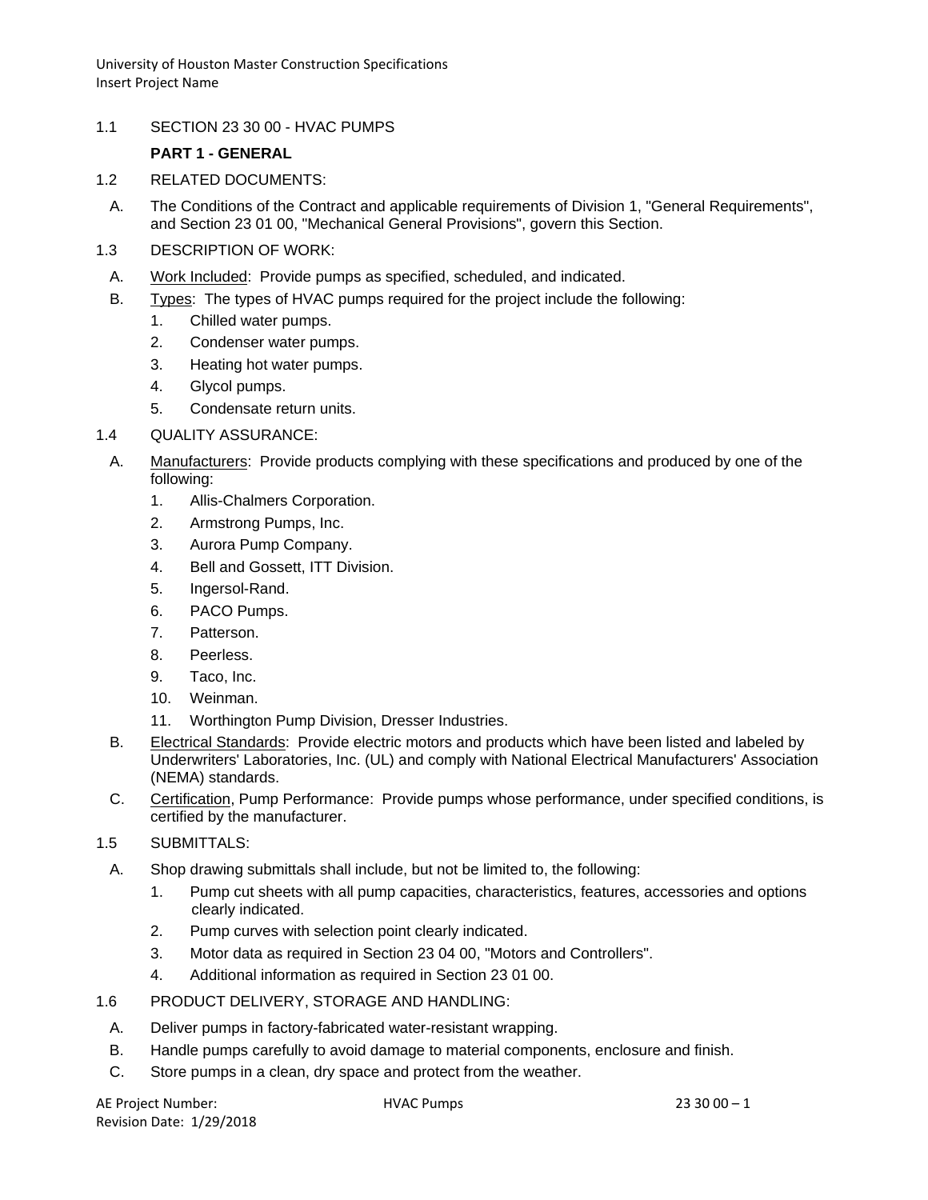## 1.1 SECTION 23 30 00 - HVAC PUMPS

### PART 1 - GENERAL

1.2 RELATED DOCUMENTS:

A. The Conditions of the Contract and applicable requirements of Division 1, "General Requirements", and Section 23 01 00, "Mechanical General Provisions", govern this Section.

1.3 DESCRIPTION OF WORK:

A. Work Included: Provide pumps as specified, scheduled, and indicated.

B. Types: The types of HVAC pumps required for the project include the following:

1. Chilled water pumps.
2. Condenser water pumps.
3. Heating hot water pumps.
4. Glycol pumps.
5. Condensate return units.

1.4 QUALITY ASSURANCE:

A. Manufacturers: Provide products complying with these specifications and produced by one of the following:

1. Allis-Chalmers Corporation.
2. Armstrong Pumps, Inc.
3. Aurora Pump Company.
4. Bell and Gossett, ITT Division.
5. Ingersol-Rand.
6. PACO Pumps.
7. Patterson.
8. Peerless.
9. Taco, Inc.
10. Weinman.
11. Worthington Pump Division, Dresser Industries.

B. Electrical Standards: Provide electric motors and products which have been listed and labeled by Underwriters' Laboratories, Inc. (UL) and comply with National Electrical Manufacturers' Association (NEMA) standards.

C. Certification, Pump Performance: Provide pumps whose performance, under specified conditions, is certified by the manufacturer.

1.5 SUBMITTALS:

A. Shop drawing submittals shall include, but not be limited to, the following:

1. Pump cut sheets with all pump capacities, characteristics, features, accessories and options clearly indicated.
2. Pump curves with selection point clearly indicated.
3. Motor data as required in Section 23 04 00, "Motors and Controllers".
4. Additional information as required in Section 23 01 00.

1.6 PRODUCT DELIVERY, STORAGE AND HANDLING:

A. Deliver pumps in factory-fabricated water-resistant wrapping.

B. Handle pumps carefully to avoid damage to material components, enclosure and finish.

C. Store pumps in a clean, dry space and protect from the weather.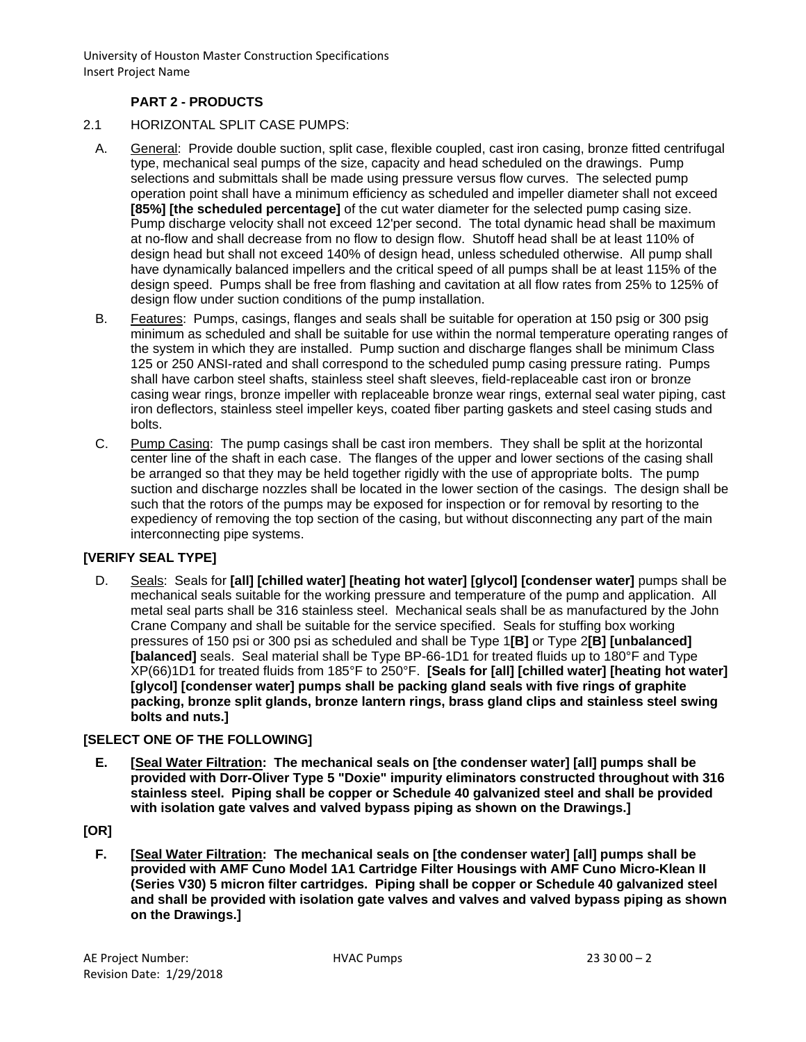### PART 2 - PRODUCTS

2.1 HORIZONTAL SPLIT CASE PUMPS:

A. General: Provide double suction, split case, flexible coupled, cast iron casing, bronze fitted centrifugal type, mechanical seal pumps of the size, capacity and head scheduled on the drawings. Pump selections and submittals shall be made using pressure versus flow curves. The selected pump operation point shall have a minimum efficiency as scheduled and impeller diameter shall not exceed **[85%] [the scheduled percentage]** of the cut water diameter for the selected pump casing size. Pump discharge velocity shall not exceed 12'per second. The total dynamic head shall be maximum at no-flow and shall decrease from no flow to design flow. Shutoff head shall be at least 110% of design head but shall not exceed 140% of design head, unless scheduled otherwise. All pump shall have dynamically balanced impellers and the critical speed of all pumps shall be at least 115% of the design speed. Pumps shall be free from flashing and cavitation at all flow rates from 25% to 125% of design flow under suction conditions of the pump installation.

B. Features: Pumps, casings, flanges and seals shall be suitable for operation at 150 psig or 300 psig minimum as scheduled and shall be suitable for use within the normal temperature operating ranges of the system in which they are installed. Pump suction and discharge flanges shall be minimum Class 125 or 250 ANSI-rated and shall correspond to the scheduled pump casing pressure rating. Pumps shall have carbon steel shafts, stainless steel shaft sleeves, field-replaceable cast iron or bronze casing wear rings, bronze impeller with replaceable bronze wear rings, external seal water piping, cast iron deflectors, stainless steel impeller keys, coated fiber parting gaskets and steel casing studs and bolts.

C. Pump Casing: The pump casings shall be cast iron members. They shall be split at the horizontal center line of the shaft in each case. The flanges of the upper and lower sections of the casing shall be arranged so that they may be held together rigidly with the use of appropriate bolts. The pump suction and discharge nozzles shall be located in the lower section of the casings. The design shall be such that the rotors of the pumps may be exposed for inspection or for removal by resorting to the expediency of removing the top section of the casing, but without disconnecting any part of the main interconnecting pipe systems.

**[VERIFY SEAL TYPE]**

D. Seals: Seals for **[all] [chilled water] [heating hot water] [glycol] [condenser water]** pumps shall be mechanical seals suitable for the working pressure and temperature of the pump and application. All metal seal parts shall be 316 stainless steel. Mechanical seals shall be as manufactured by the John Crane Company and shall be suitable for the service specified. Seals for stuffing box working pressures of 150 psi or 300 psi as scheduled and shall be Type 1**[B]** or Type 2**[B] [unbalanced] [balanced]** seals. Seal material shall be Type BP-66-1D1 for treated fluids up to 180°F and Type XP(66)1D1 for treated fluids from 185°F to 250°F. **[Seals for [all] [chilled water] [heating hot water] [glycol] [condenser water] pumps shall be packing gland seals with five rings of graphite packing, bronze split glands, bronze lantern rings, brass gland clips and stainless steel swing bolts and nuts.]**

**[SELECT ONE OF THE FOLLOWING]**

**E. [Seal Water Filtration: The mechanical seals on [the condenser water] [all] pumps shall be provided with Dorr-Oliver Type 5 "Doxie" impurity eliminators constructed throughout with 316 stainless steel. Piping shall be copper or Schedule 40 galvanized steel and shall be provided with isolation gate valves and valved bypass piping as shown on the Drawings.]**

**[OR]**

**F. [Seal Water Filtration: The mechanical seals on [the condenser water] [all] pumps shall be provided with AMF Cuno Model 1A1 Cartridge Filter Housings with AMF Cuno Micro-Klean II (Series V30) 5 micron filter cartridges. Piping shall be copper or Schedule 40 galvanized steel and shall be provided with isolation gate valves and valves and valved bypass piping as shown on the Drawings.]**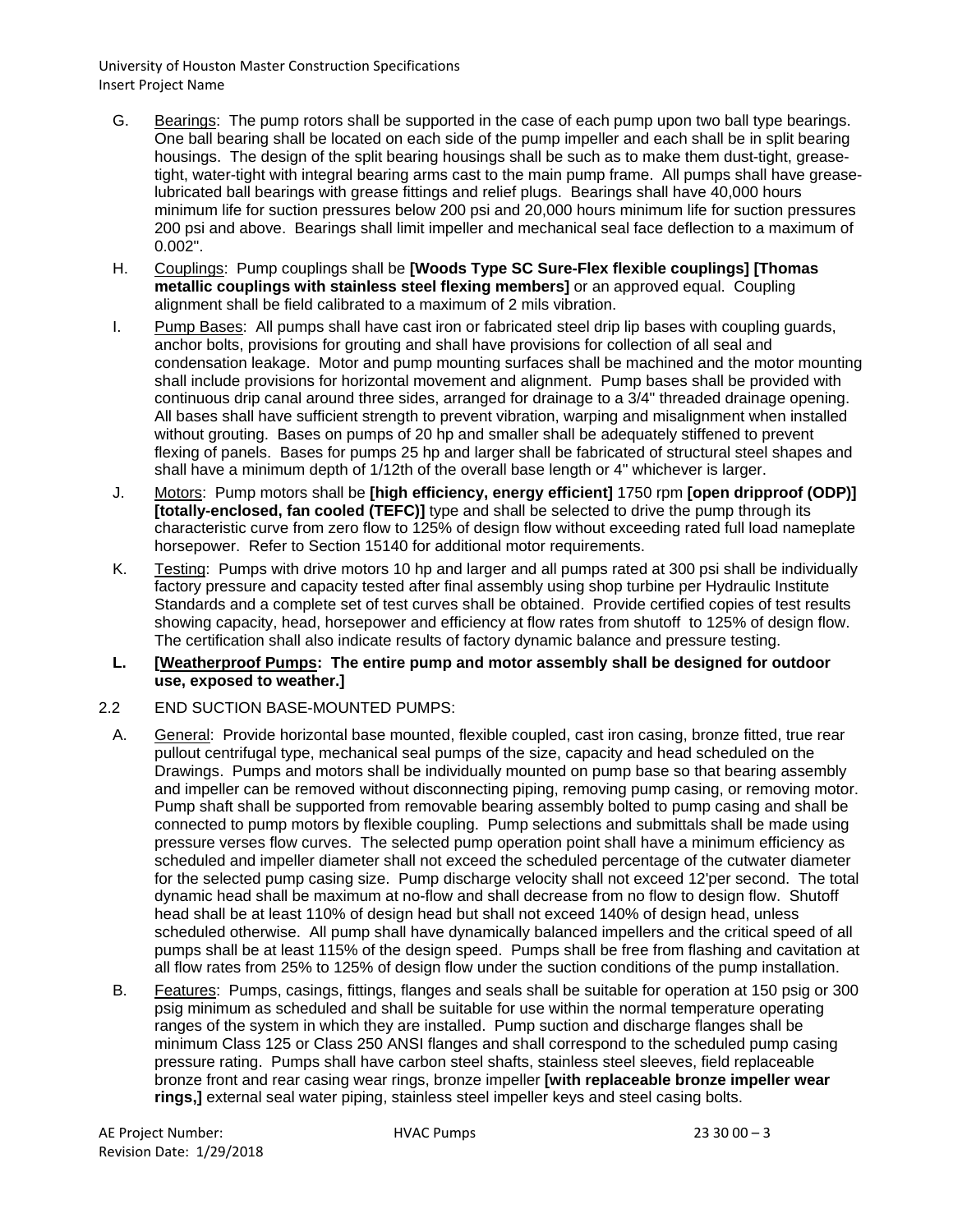G. Underlined "Bearings": The pump rotors shall be supported in the case of each pump upon two ball type bearings. One ball bearing shall be located on each side of the pump impeller and each shall be in split bearing housings. The design of the split bearing housings shall be such as to make them dust-tight, grease-tight, water-tight with integral bearing arms cast to the main pump frame. All pumps shall have grease-lubricated ball bearings with grease fittings and relief plugs. Bearings shall have 40,000 hours minimum life for suction pressures below 200 psi and 20,000 hours minimum life for suction pressures 200 psi and above. Bearings shall limit impeller and mechanical seal face deflection to a maximum of 0.002".

H. Couplings: Pump couplings shall be **[Woods Type SC Sure-Flex flexible couplings] [Thomas metallic couplings with stainless steel flexing members]** or an approved equal. Coupling alignment shall be field calibrated to a maximum of 2 mils vibration.

I. Pump Bases: All pumps shall have cast iron or fabricated steel drip lip bases with coupling guards, anchor bolts, provisions for grouting and shall have provisions for collection of all seal and condensation leakage. Motor and pump mounting surfaces shall be machined and the motor mounting shall include provisions for horizontal movement and alignment. Pump bases shall be provided with continuous drip canal around three sides, arranged for drainage to a 3/4" threaded drainage opening. All bases shall have sufficient strength to prevent vibration, warping and misalignment when installed without grouting. Bases on pumps of 20 hp and smaller shall be adequately stiffened to prevent flexing of panels. Bases for pumps 25 hp and larger shall be fabricated of structural steel shapes and shall have a minimum depth of 1/12th of the overall base length or 4" whichever is larger.

J. Motors: Pump motors shall be **[high efficiency, energy efficient]** 1750 rpm **[open dripproof (ODP)] [totally-enclosed, fan cooled (TEFC)]** type and shall be selected to drive the pump through its characteristic curve from zero flow to 125% of design flow without exceeding rated full load nameplate horsepower. Refer to Section 15140 for additional motor requirements.

K. Testing: Pumps with drive motors 10 hp and larger and all pumps rated at 300 psi shall be individually factory pressure and capacity tested after final assembly using shop turbine per Hydraulic Institute Standards and a complete set of test curves shall be obtained. Provide certified copies of test results showing capacity, head, horsepower and efficiency at flow rates from shutoff to 125% of design flow. The certification shall also indicate results of factory dynamic balance and pressure testing.

**L. [Weatherproof Pumps: The entire pump and motor assembly shall be designed for outdoor use, exposed to weather.]**

2.2 END SUCTION BASE-MOUNTED PUMPS:

A. General: Provide horizontal base mounted, flexible coupled, cast iron casing, bronze fitted, true rear pullout centrifugal type, mechanical seal pumps of the size, capacity and head scheduled on the Drawings. Pumps and motors shall be individually mounted on pump base so that bearing assembly and impeller can be removed without disconnecting piping, removing pump casing, or removing motor. Pump shaft shall be supported from removable bearing assembly bolted to pump casing and shall be connected to pump motors by flexible coupling. Pump selections and submittals shall be made using pressure verses flow curves. The selected pump operation point shall have a minimum efficiency as scheduled and impeller diameter shall not exceed the scheduled percentage of the cutwater diameter for the selected pump casing size. Pump discharge velocity shall not exceed 12'per second. The total dynamic head shall be maximum at no-flow and shall decrease from no flow to design flow. Shutoff head shall be at least 110% of design head but shall not exceed 140% of design head, unless scheduled otherwise. All pump shall have dynamically balanced impellers and the critical speed of all pumps shall be at least 115% of the design speed. Pumps shall be free from flashing and cavitation at all flow rates from 25% to 125% of design flow under the suction conditions of the pump installation.

B. Features: Pumps, casings, fittings, flanges and seals shall be suitable for operation at 150 psig or 300 psig minimum as scheduled and shall be suitable for use within the normal temperature operating ranges of the system in which they are installed. Pump suction and discharge flanges shall be minimum Class 125 or Class 250 ANSI flanges and shall correspond to the scheduled pump casing pressure rating. Pumps shall have carbon steel shafts, stainless steel sleeves, field replaceable bronze front and rear casing wear rings, bronze impeller **[with replaceable bronze impeller wear rings,]** external seal water piping, stainless steel impeller keys and steel casing bolts.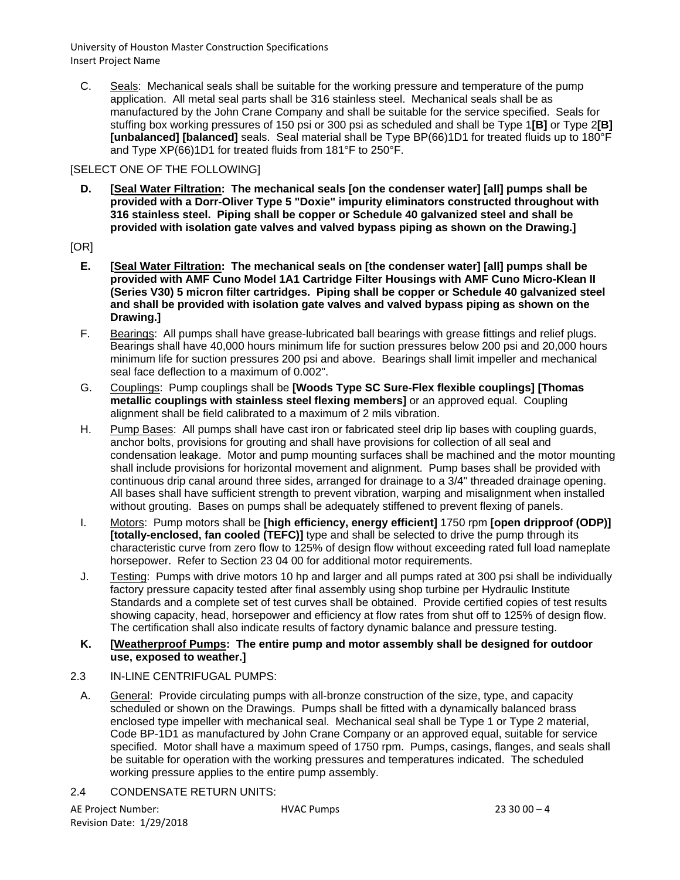C. Seals: Mechanical seals shall be suitable for the working pressure and temperature of the pump application. All metal seal parts shall be 316 stainless steel. Mechanical seals shall be as manufactured by the John Crane Company and shall be suitable for the service specified. Seals for stuffing box working pressures of 150 psi or 300 psi as scheduled and shall be Type 1**[B]** or Type 2**[B] [unbalanced] [balanced]** seals. Seal material shall be Type BP(66)1D1 for treated fluids up to 180°F and Type XP(66)1D1 for treated fluids from 181°F to 250°F.

[SELECT ONE OF THE FOLLOWING]

**D. [Seal Water Filtration: The mechanical seals [on the condenser water] [all] pumps shall be provided with a Dorr-Oliver Type 5 "Doxie" impurity eliminators constructed throughout with 316 stainless steel. Piping shall be copper or Schedule 40 galvanized steel and shall be provided with isolation gate valves and valved bypass piping as shown on the Drawing.]**

[OR]

**E. [Seal Water Filtration: The mechanical seals on [the condenser water] [all] pumps shall be provided with AMF Cuno Model 1A1 Cartridge Filter Housings with AMF Cuno Micro-Klean II (Series V30) 5 micron filter cartridges. Piping shall be copper or Schedule 40 galvanized steel and shall be provided with isolation gate valves and valved bypass piping as shown on the Drawing.]**

F. Bearings: All pumps shall have grease-lubricated ball bearings with grease fittings and relief plugs. Bearings shall have 40,000 hours minimum life for suction pressures below 200 psi and 20,000 hours minimum life for suction pressures 200 psi and above. Bearings shall limit impeller and mechanical seal face deflection to a maximum of 0.002".

G. Couplings: Pump couplings shall be **[Woods Type SC Sure-Flex flexible couplings] [Thomas metallic couplings with stainless steel flexing members]** or an approved equal. Coupling alignment shall be field calibrated to a maximum of 2 mils vibration.

H. Pump Bases: All pumps shall have cast iron or fabricated steel drip lip bases with coupling guards, anchor bolts, provisions for grouting and shall have provisions for collection of all seal and condensation leakage. Motor and pump mounting surfaces shall be machined and the motor mounting shall include provisions for horizontal movement and alignment. Pump bases shall be provided with continuous drip canal around three sides, arranged for drainage to a 3/4" threaded drainage opening. All bases shall have sufficient strength to prevent vibration, warping and misalignment when installed without grouting. Bases on pumps shall be adequately stiffened to prevent flexing of panels.

I. Motors: Pump motors shall be **[high efficiency, energy efficient]** 1750 rpm **[open dripproof (ODP)] [totally-enclosed, fan cooled (TEFC)]** type and shall be selected to drive the pump through its characteristic curve from zero flow to 125% of design flow without exceeding rated full load nameplate horsepower. Refer to Section 23 04 00 for additional motor requirements.

J. Testing: Pumps with drive motors 10 hp and larger and all pumps rated at 300 psi shall be individually factory pressure capacity tested after final assembly using shop turbine per Hydraulic Institute Standards and a complete set of test curves shall be obtained. Provide certified copies of test results showing capacity, head, horsepower and efficiency at flow rates from shut off to 125% of design flow. The certification shall also indicate results of factory dynamic balance and pressure testing.

**K. [Weatherproof Pumps: The entire pump and motor assembly shall be designed for outdoor use, exposed to weather.]**

2.3 IN-LINE CENTRIFUGAL PUMPS:

A. General: Provide circulating pumps with all-bronze construction of the size, type, and capacity scheduled or shown on the Drawings. Pumps shall be fitted with a dynamically balanced brass enclosed type impeller with mechanical seal. Mechanical seal shall be Type 1 or Type 2 material, Code BP-1D1 as manufactured by John Crane Company or an approved equal, suitable for service specified. Motor shall have a maximum speed of 1750 rpm. Pumps, casings, flanges, and seals shall be suitable for operation with the working pressures and temperatures indicated. The scheduled working pressure applies to the entire pump assembly.

2.4 CONDENSATE RETURN UNITS: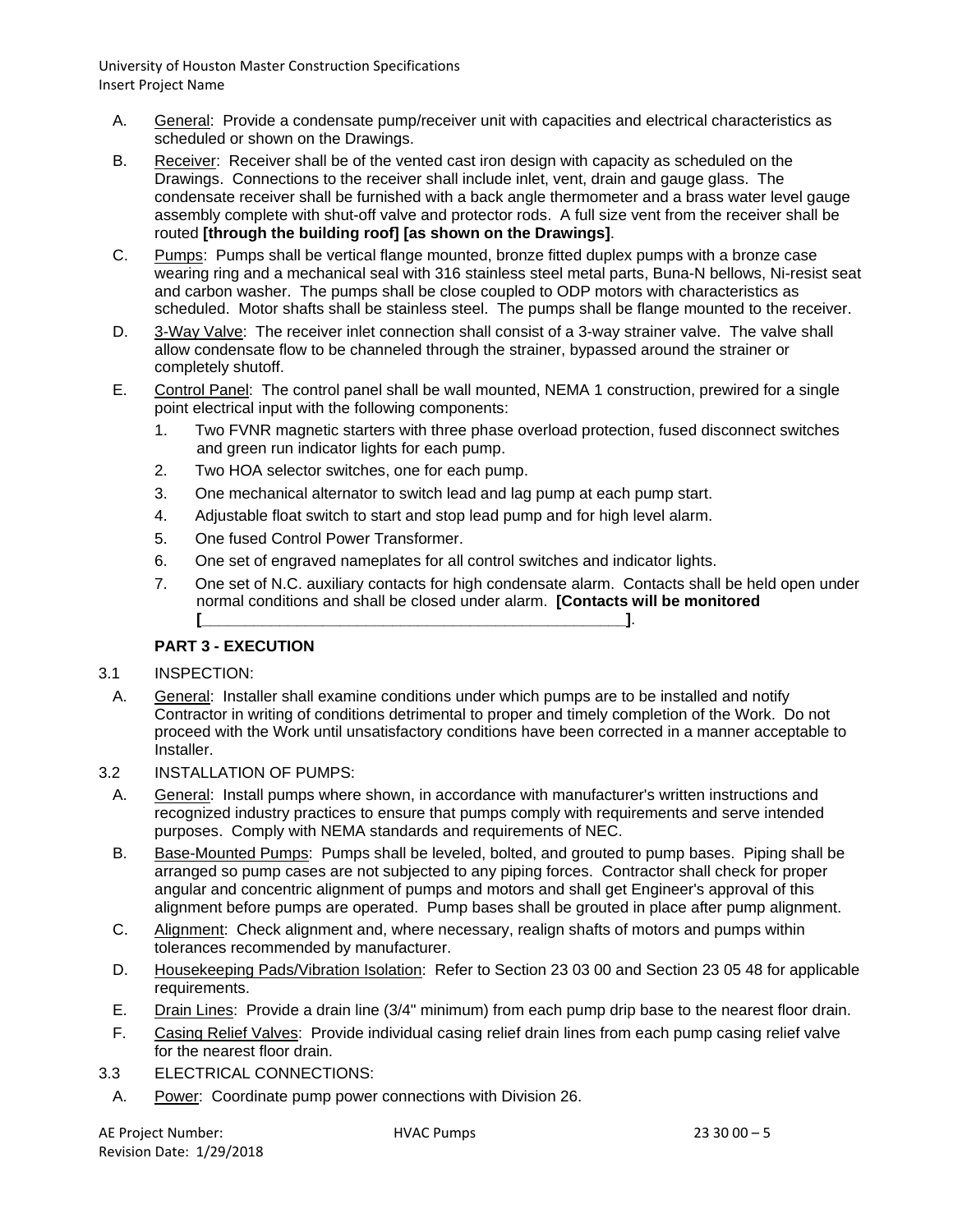A. General: Provide a condensate pump/receiver unit with capacities and electrical characteristics as scheduled or shown on the Drawings.

B. Receiver: Receiver shall be of the vented cast iron design with capacity as scheduled on the Drawings. Connections to the receiver shall include inlet, vent, drain and gauge glass. The condensate receiver shall be furnished with a back angle thermometer and a brass water level gauge assembly complete with shut-off valve and protector rods. A full size vent from the receiver shall be routed **[through the building roof] [as shown on the Drawings]**.

C. Pumps: Pumps shall be vertical flange mounted, bronze fitted duplex pumps with a bronze case wearing ring and a mechanical seal with 316 stainless steel metal parts, Buna-N bellows, Ni-resist seat and carbon washer. The pumps shall be close coupled to ODP motors with characteristics as scheduled. Motor shafts shall be stainless steel. The pumps shall be flange mounted to the receiver.

D. 3-Way Valve: The receiver inlet connection shall consist of a 3-way strainer valve. The valve shall allow condensate flow to be channeled through the strainer, bypassed around the strainer or completely shutoff.

E. Control Panel: The control panel shall be wall mounted, NEMA 1 construction, prewired for a single point electrical input with the following components:

1. Two FVNR magnetic starters with three phase overload protection, fused disconnect switches and green run indicator lights for each pump.
2. Two HOA selector switches, one for each pump.
3. One mechanical alternator to switch lead and lag pump at each pump start.
4. Adjustable float switch to start and stop lead pump and for high level alarm.
5. One fused Control Power Transformer.
6. One set of engraved nameplates for all control switches and indicator lights.
7. One set of N.C. auxiliary contacts for high condensate alarm. Contacts shall be held open under normal conditions and shall be closed under alarm. **[Contacts will be monitored [_______________________________________________]**.

## PART 3 - EXECUTION

3.1 INSPECTION:

A. General: Installer shall examine conditions under which pumps are to be installed and notify Contractor in writing of conditions detrimental to proper and timely completion of the Work. Do not proceed with the Work until unsatisfactory conditions have been corrected in a manner acceptable to Installer.

3.2 INSTALLATION OF PUMPS:

A. General: Install pumps where shown, in accordance with manufacturer's written instructions and recognized industry practices to ensure that pumps comply with requirements and serve intended purposes. Comply with NEMA standards and requirements of NEC.

B. Base-Mounted Pumps: Pumps shall be leveled, bolted, and grouted to pump bases. Piping shall be arranged so pump cases are not subjected to any piping forces. Contractor shall check for proper angular and concentric alignment of pumps and motors and shall get Engineer's approval of this alignment before pumps are operated. Pump bases shall be grouted in place after pump alignment.

C. Alignment: Check alignment and, where necessary, realign shafts of motors and pumps within tolerances recommended by manufacturer.

D. Housekeeping Pads/Vibration Isolation: Refer to Section 23 03 00 and Section 23 05 48 for applicable requirements.

E. Drain Lines: Provide a drain line (3/4" minimum) from each pump drip base to the nearest floor drain.

F. Casing Relief Valves: Provide individual casing relief drain lines from each pump casing relief valve for the nearest floor drain.

3.3 ELECTRICAL CONNECTIONS:

A. Power: Coordinate pump power connections with Division 26.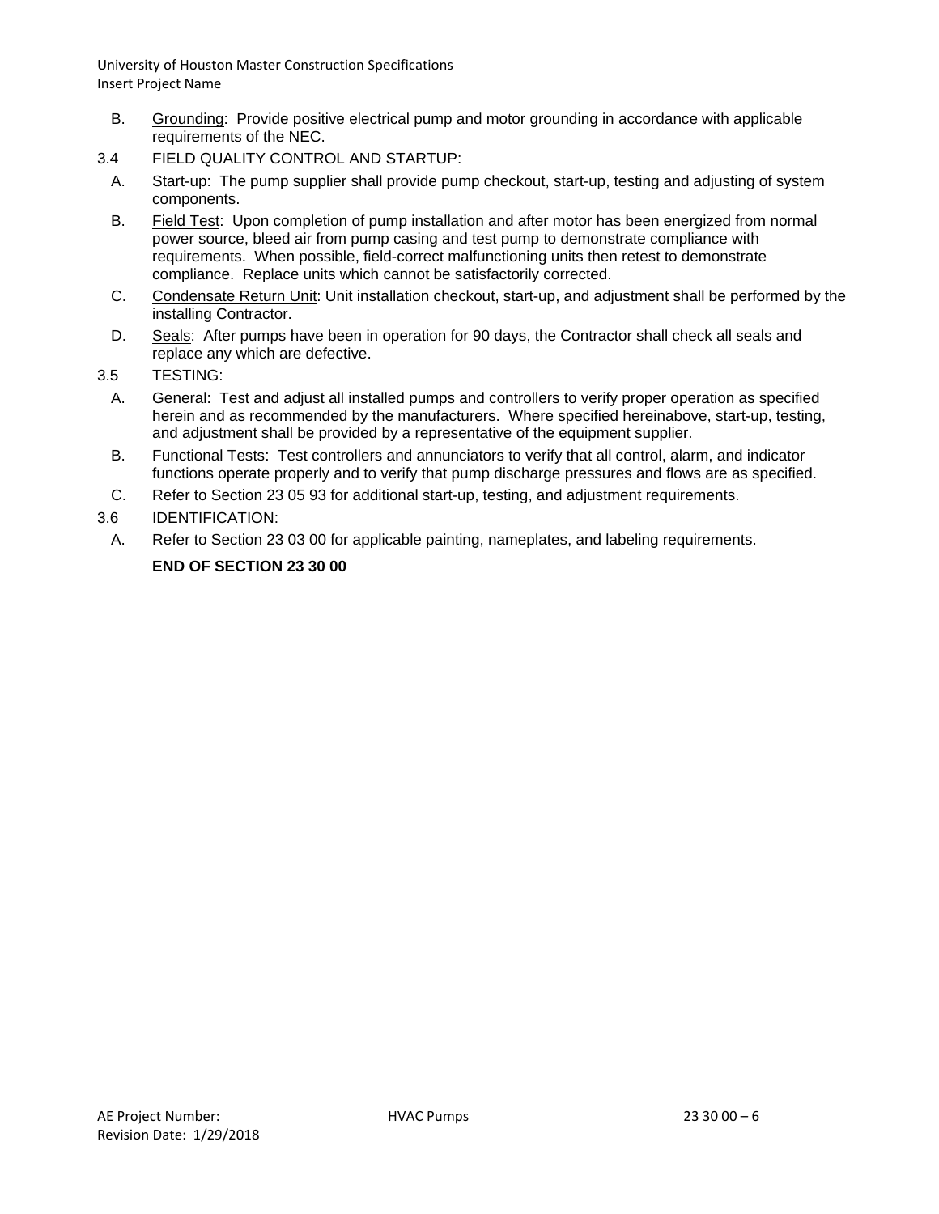B. <u>Grounding</u>: Provide positive electrical pump and motor grounding in accordance with applicable requirements of the NEC.

3.4 FIELD QUALITY CONTROL AND STARTUP:

A. <u>Start-up</u>: The pump supplier shall provide pump checkout, start-up, testing and adjusting of system components.

B. <u>Field Test</u>: Upon completion of pump installation and after motor has been energized from normal power source, bleed air from pump casing and test pump to demonstrate compliance with requirements. When possible, field-correct malfunctioning units then retest to demonstrate compliance. Replace units which cannot be satisfactorily corrected.

C. <u>Condensate Return Unit</u>: Unit installation checkout, start-up, and adjustment shall be performed by the installing Contractor.

D. <u>Seals</u>: After pumps have been in operation for 90 days, the Contractor shall check all seals and replace any which are defective.

3.5 TESTING:

A. General: Test and adjust all installed pumps and controllers to verify proper operation as specified herein and as recommended by the manufacturers. Where specified hereinabove, start-up, testing, and adjustment shall be provided by a representative of the equipment supplier.

B. Functional Tests: Test controllers and annunciators to verify that all control, alarm, and indicator functions operate properly and to verify that pump discharge pressures and flows are as specified.

C. Refer to Section 23 05 93 for additional start-up, testing, and adjustment requirements.

3.6 IDENTIFICATION:

A. Refer to Section 23 03 00 for applicable painting, nameplates, and labeling requirements.

**END OF SECTION 23 30 00**